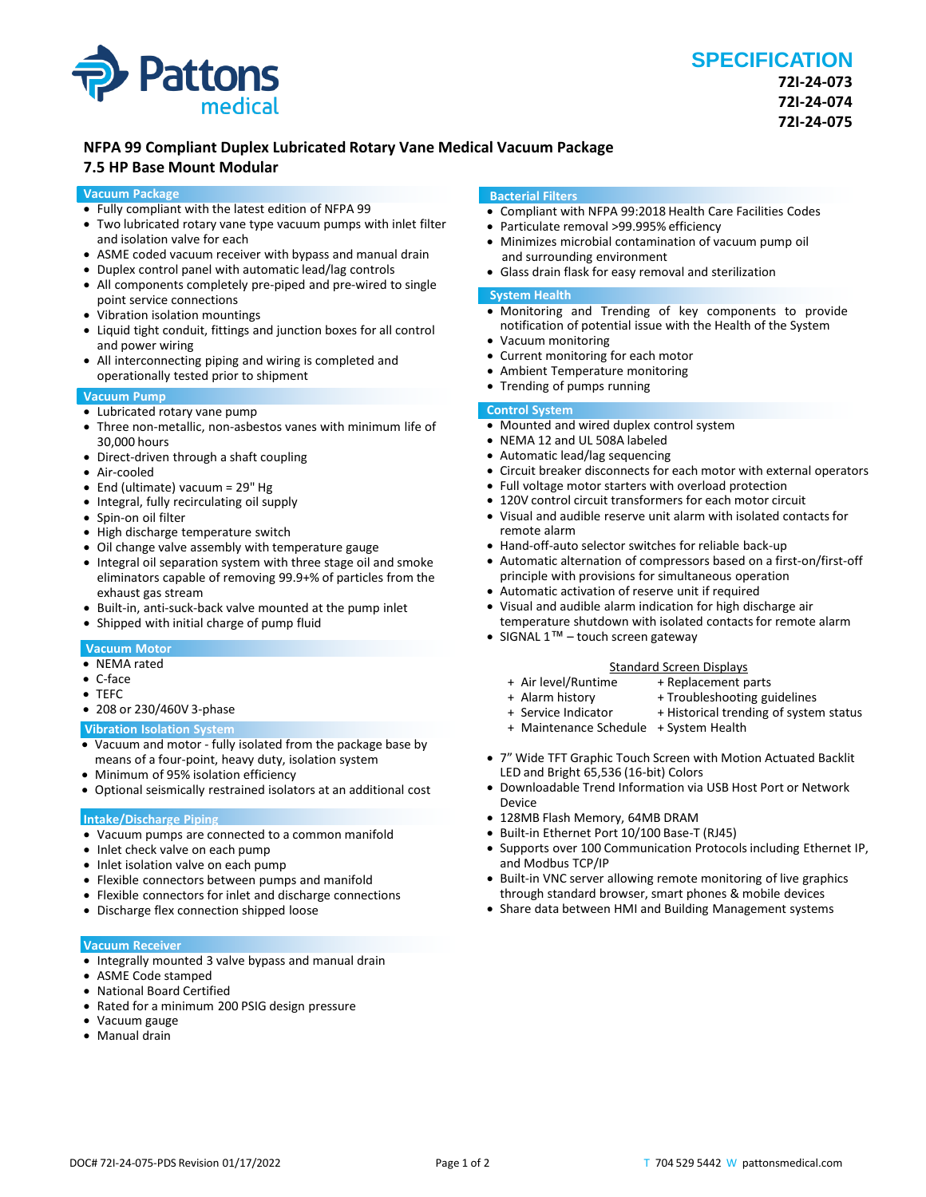Pattons medical

# SPECIFICATION

**72I-24-073**
**72I-24-074**
**72I-24-075**

## NFPA 99 Compliant Duplex Lubricated Rotary Vane Medical Vacuum Package
## 7.5 HP Base Mount Modular

### Vacuum Package

- Fully compliant with the latest edition of NFPA 99
- Two lubricated rotary vane type vacuum pumps with inlet filter and isolation valve for each
- ASME coded vacuum receiver with bypass and manual drain
- Duplex control panel with automatic lead/lag controls
- All components completely pre-piped and pre-wired to single point service connections
- Vibration isolation mountings
- Liquid tight conduit, fittings and junction boxes for all control and power wiring
- All interconnecting piping and wiring is completed and operationally tested prior to shipment

### Vacuum Pump

- Lubricated rotary vane pump
- Three non-metallic, non-asbestos vanes with minimum life of 30,000 hours
- Direct-driven through a shaft coupling
- Air-cooled
- End (ultimate) vacuum = 29" Hg
- Integral, fully recirculating oil supply
- Spin-on oil filter
- High discharge temperature switch
- Oil change valve assembly with temperature gauge
- Integral oil separation system with three stage oil and smoke eliminators capable of removing 99.9+% of particles from the exhaust gas stream
- Built-in, anti-suck-back valve mounted at the pump inlet
- Shipped with initial charge of pump fluid

### Vacuum Motor

- NEMA rated
- C-face
- TEFC
- 208 or 230/460V 3-phase

### Vibration Isolation System

- Vacuum and motor - fully isolated from the package base by means of a four-point, heavy duty, isolation system
- Minimum of 95% isolation efficiency
- Optional seismically restrained isolators at an additional cost

### Intake/Discharge Piping

- Vacuum pumps are connected to a common manifold
- Inlet check valve on each pump
- Inlet isolation valve on each pump
- Flexible connectors between pumps and manifold
- Flexible connectors for inlet and discharge connections
- Discharge flex connection shipped loose

### Vacuum Receiver

- Integrally mounted 3 valve bypass and manual drain
- ASME Code stamped
- National Board Certified
- Rated for a minimum 200 PSIG design pressure
- Vacuum gauge
- Manual drain

### Bacterial Filters

- Compliant with NFPA 99:2018 Health Care Facilities Codes
- Particulate removal >99.995% efficiency
- Minimizes microbial contamination of vacuum pump oil and surrounding environment
- Glass drain flask for easy removal and sterilization

### System Health

- Monitoring and Trending of key components to provide notification of potential issue with the Health of the System
- Vacuum monitoring
- Current monitoring for each motor
- Ambient Temperature monitoring
- Trending of pumps running

### Control System

- Mounted and wired duplex control system
- NEMA 12 and UL 508A labeled
- Automatic lead/lag sequencing
- Circuit breaker disconnects for each motor with external operators
- Full voltage motor starters with overload protection
- 120V control circuit transformers for each motor circuit
- Visual and audible reserve unit alarm with isolated contacts for remote alarm
- Hand-off-auto selector switches for reliable back-up
- Automatic alternation of compressors based on a first-on/first-off principle with provisions for simultaneous operation
- Automatic activation of reserve unit if required
- Visual and audible alarm indication for high discharge air temperature shutdown with isolated contacts for remote alarm
- SIGNAL 1™ – touch screen gateway

<u>Standard Screen Displays</u>

+ Air level/Runtime
+ Alarm history
+ Service Indicator
+ Maintenance Schedule
+ Replacement parts
+ Troubleshooting guidelines
+ Historical trending of system status
+ System Health

- 7" Wide TFT Graphic Touch Screen with Motion Actuated Backlit LED and Bright 65,536 (16-bit) Colors
- Downloadable Trend Information via USB Host Port or Network Device
- 128MB Flash Memory, 64MB DRAM
- Built-in Ethernet Port 10/100 Base-T (RJ45)
- Supports over 100 Communication Protocols including Ethernet IP, and Modbus TCP/IP
- Built-in VNC server allowing remote monitoring of live graphics through standard browser, smart phones & mobile devices
- Share data between HMI and Building Management systems

DOC# 72I-24-075-PDS Revision 01/17/2022

T 704 529 5442 W pattonsmedical.com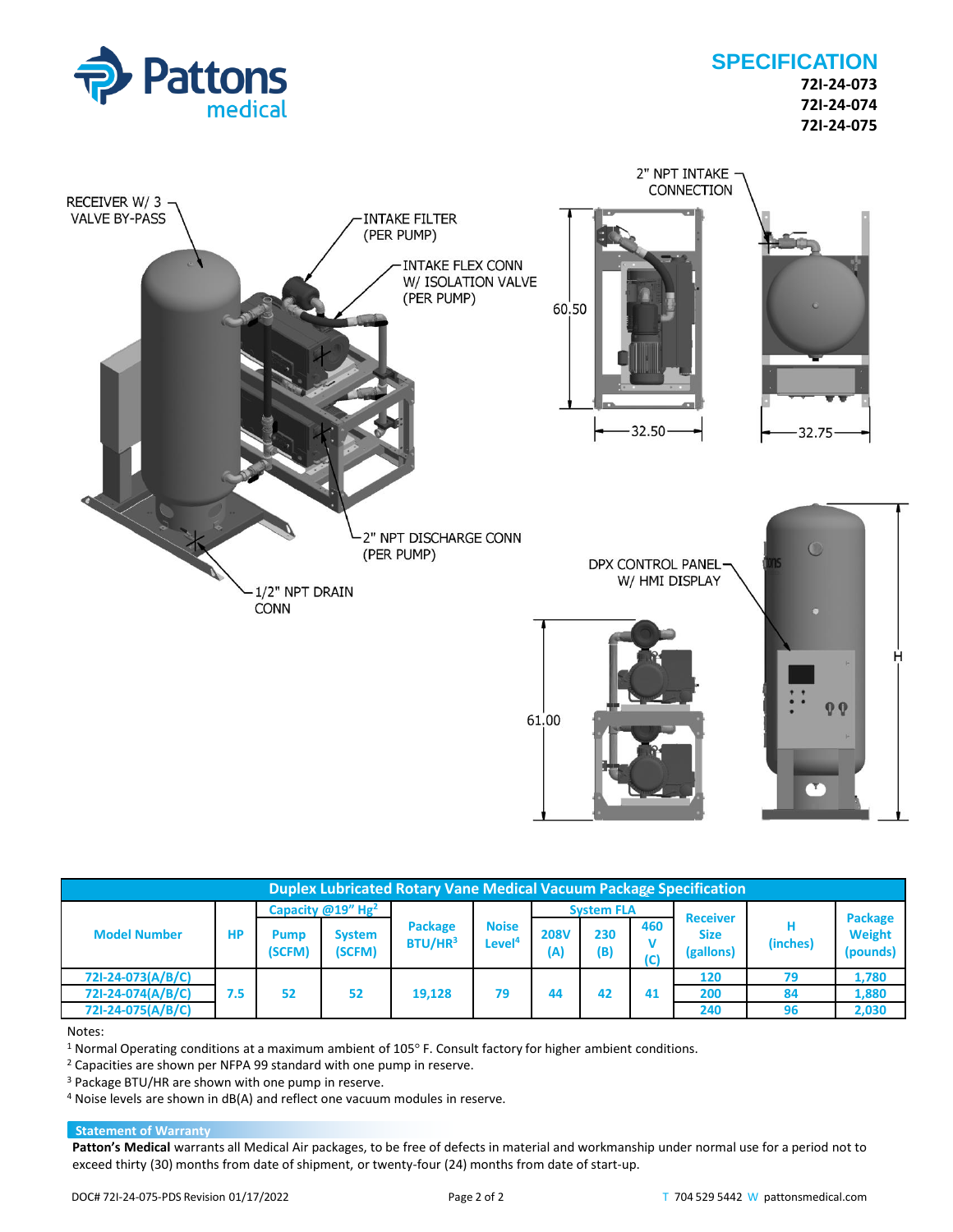**SPECIFICATION**

**72I-24-073**
**72I-24-074**
**72I-24-075**

RECEIVER W/ 3 VALVE BY-PASS

INTAKE FILTER (PER PUMP)

INTAKE FLEX CONN W/ ISOLATION VALVE (PER PUMP)

2" NPT DISCHARGE CONN (PER PUMP)

1/2" NPT DRAIN CONN

2" NPT INTAKE CONNECTION

60.50

32.50

32.75

DPX CONTROL PANEL W/ HMI DISPLAY

61.00

H

| Duplex Lubricated Rotary Vane Medical Vacuum Package Specification | | | | | | | | | | | |
|---|---|---|---|---|---|---|---|---|---|---|---|
| Model Number | HP | Capacity @19" Hg[2] | | Package BTU/HR[3] | Noise Level[4] | System FLA | | | Receiver Size (gallons) | H (inches) | Package Weight (pounds) |
| | | Pump (SCFM) | System (SCFM) | | | 208V (A) | 230 (B) | 460 V (C) | | | |
| 72I-24-073(A/B/C) | 7.5 | 52 | 52 | 19,128 | 79 | 44 | 42 | 41 | 120 | 79 | 1,780 |
| 72I-24-074(A/B/C) | | | | | | | | | 200 | 84 | 1,880 |
| 72I-24-075(A/B/C) | | | | | | | | | 240 | 96 | 2,030 |

Notes:

[1] Normal Operating conditions at a maximum ambient of 105° F. Consult factory for higher ambient conditions.

[2] Capacities are shown per NFPA 99 standard with one pump in reserve.

[3] Package BTU/HR are shown with one pump in reserve.

[4] Noise levels are shown in dB(A) and reflect one vacuum modules in reserve.

**Statement of Warranty**

**Patton's Medical** warrants all Medical Air packages, to be free of defects in material and workmanship under normal use for a period not to exceed thirty (30) months from date of shipment, or twenty-four (24) months from date of start-up.

DOC# 72I-24-075-PDS Revision 01/17/2022 T 704 529 5442 W pattonsmedical.com